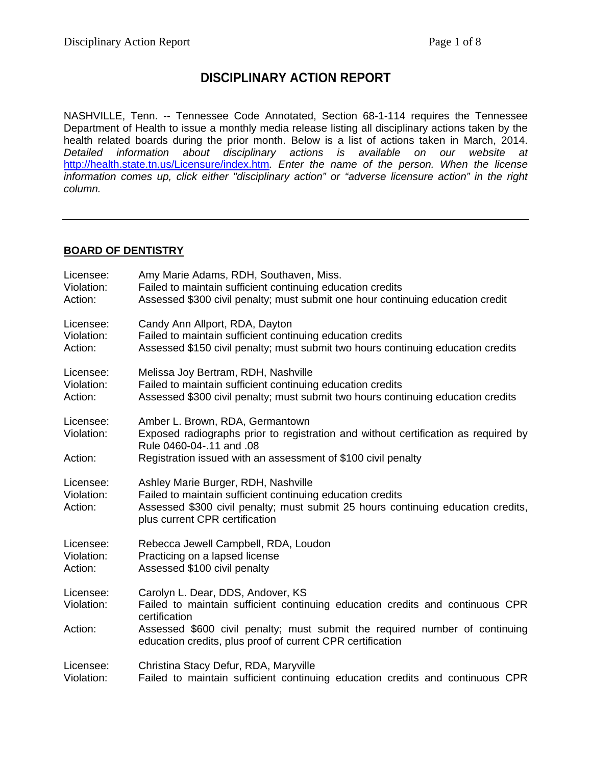# DISCIPLINARY ACTION REPORT

NASHVILLE, Tenn. -- Tennessee Code Annotated, Section 68-1-114 requires the Tennessee Department of Health to issue a monthly media release listing all disciplinary actions taken by the health related boards during the prior month. Below is a list of actions taken in March, 2014. *Detailed information about disciplinary actions is available on our website at* http://health.state.tn.us/Licensure/index.htm*. Enter the name of the person. When the license information comes up, click either "disciplinary action" or "adverse licensure action" in the right column.*

---

## BOARD OF DENTISTRY

Licensee: Amy Marie Adams, RDH, Southaven, Miss.
Violation: Failed to maintain sufficient continuing education credits
Action: Assessed $300 civil penalty; must submit one hour continuing education credit

Licensee: Candy Ann Allport, RDA, Dayton
Violation: Failed to maintain sufficient continuing education credits
Action: Assessed $150 civil penalty; must submit two hours continuing education credits

Licensee: Melissa Joy Bertram, RDH, Nashville
Violation: Failed to maintain sufficient continuing education credits
Action: Assessed $300 civil penalty; must submit two hours continuing education credits

Licensee: Amber L. Brown, RDA, Germantown
Violation: Exposed radiographs prior to registration and without certification as required by Rule 0460-04-.11 and .08
Action: Registration issued with an assessment of $100 civil penalty

Licensee: Ashley Marie Burger, RDH, Nashville
Violation: Failed to maintain sufficient continuing education credits
Action: Assessed $300 civil penalty; must submit 25 hours continuing education credits, plus current CPR certification

Licensee: Rebecca Jewell Campbell, RDA, Loudon
Violation: Practicing on a lapsed license
Action: Assessed $100 civil penalty

Licensee: Carolyn L. Dear, DDS, Andover, KS
Violation: Failed to maintain sufficient continuing education credits and continuous CPR certification
Action: Assessed $600 civil penalty; must submit the required number of continuing education credits, plus proof of current CPR certification

Licensee: Christina Stacy Defur, RDA, Maryville
Violation: Failed to maintain sufficient continuing education credits and continuous CPR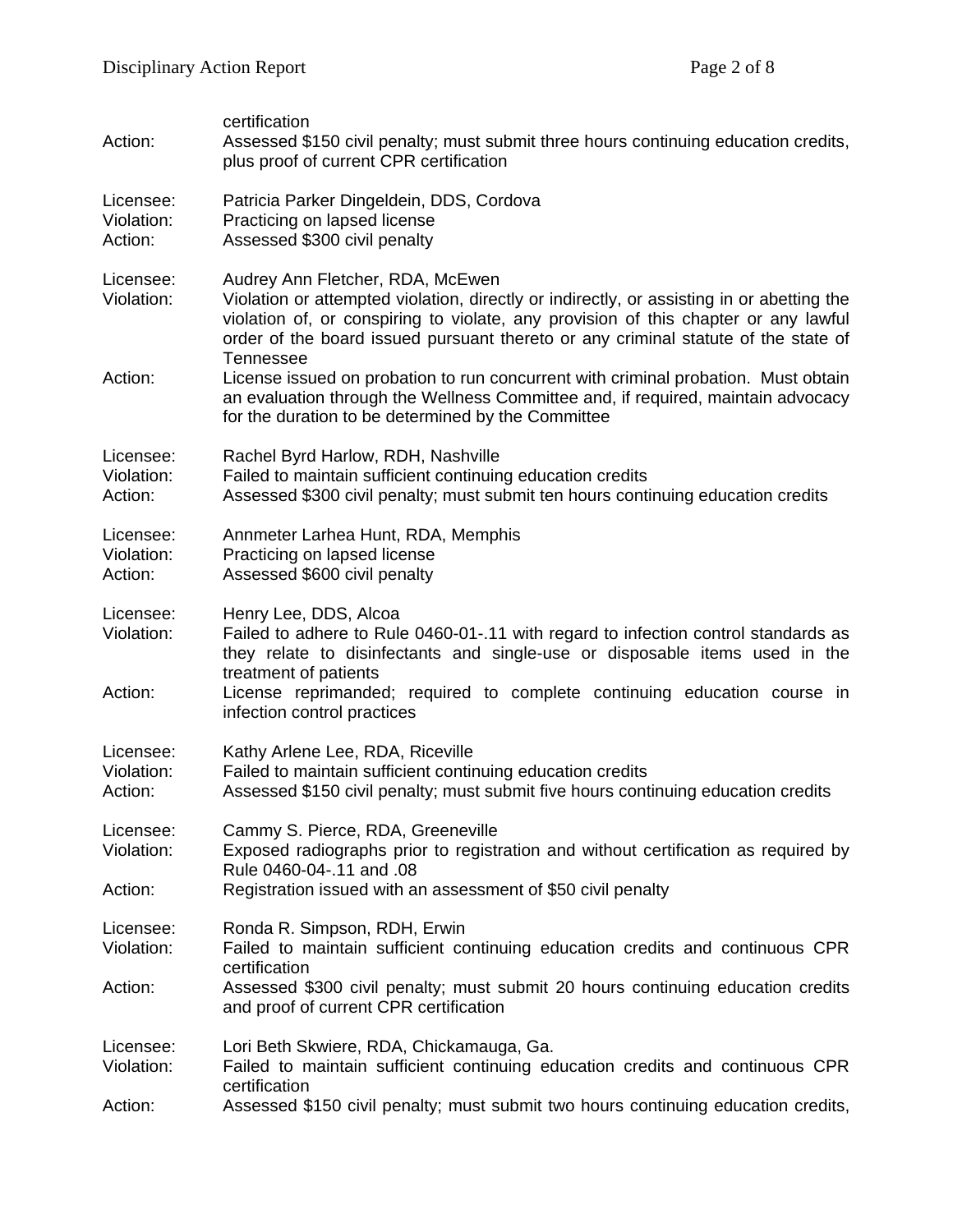certification

Action: Assessed $150 civil penalty; must submit three hours continuing education credits, plus proof of current CPR certification

Licensee: Patricia Parker Dingeldein, DDS, Cordova
Violation: Practicing on lapsed license
Action: Assessed $300 civil penalty

Licensee: Audrey Ann Fletcher, RDA, McEwen
Violation: Violation or attempted violation, directly or indirectly, or assisting in or abetting the violation of, or conspiring to violate, any provision of this chapter or any lawful order of the board issued pursuant thereto or any criminal statute of the state of Tennessee
Action: License issued on probation to run concurrent with criminal probation. Must obtain an evaluation through the Wellness Committee and, if required, maintain advocacy for the duration to be determined by the Committee

Licensee: Rachel Byrd Harlow, RDH, Nashville
Violation: Failed to maintain sufficient continuing education credits
Action: Assessed $300 civil penalty; must submit ten hours continuing education credits

Licensee: Annmeter Larhea Hunt, RDA, Memphis
Violation: Practicing on lapsed license
Action: Assessed $600 civil penalty

Licensee: Henry Lee, DDS, Alcoa
Violation: Failed to adhere to Rule 0460-01-.11 with regard to infection control standards as they relate to disinfectants and single-use or disposable items used in the treatment of patients
Action: License reprimanded; required to complete continuing education course in infection control practices

Licensee: Kathy Arlene Lee, RDA, Riceville
Violation: Failed to maintain sufficient continuing education credits
Action: Assessed $150 civil penalty; must submit five hours continuing education credits

Licensee: Cammy S. Pierce, RDA, Greeneville
Violation: Exposed radiographs prior to registration and without certification as required by Rule 0460-04-.11 and .08
Action: Registration issued with an assessment of $50 civil penalty

Licensee: Ronda R. Simpson, RDH, Erwin
Violation: Failed to maintain sufficient continuing education credits and continuous CPR certification
Action: Assessed $300 civil penalty; must submit 20 hours continuing education credits and proof of current CPR certification

Licensee: Lori Beth Skwiere, RDA, Chickamauga, Ga.
Violation: Failed to maintain sufficient continuing education credits and continuous CPR certification
Action: Assessed $150 civil penalty; must submit two hours continuing education credits,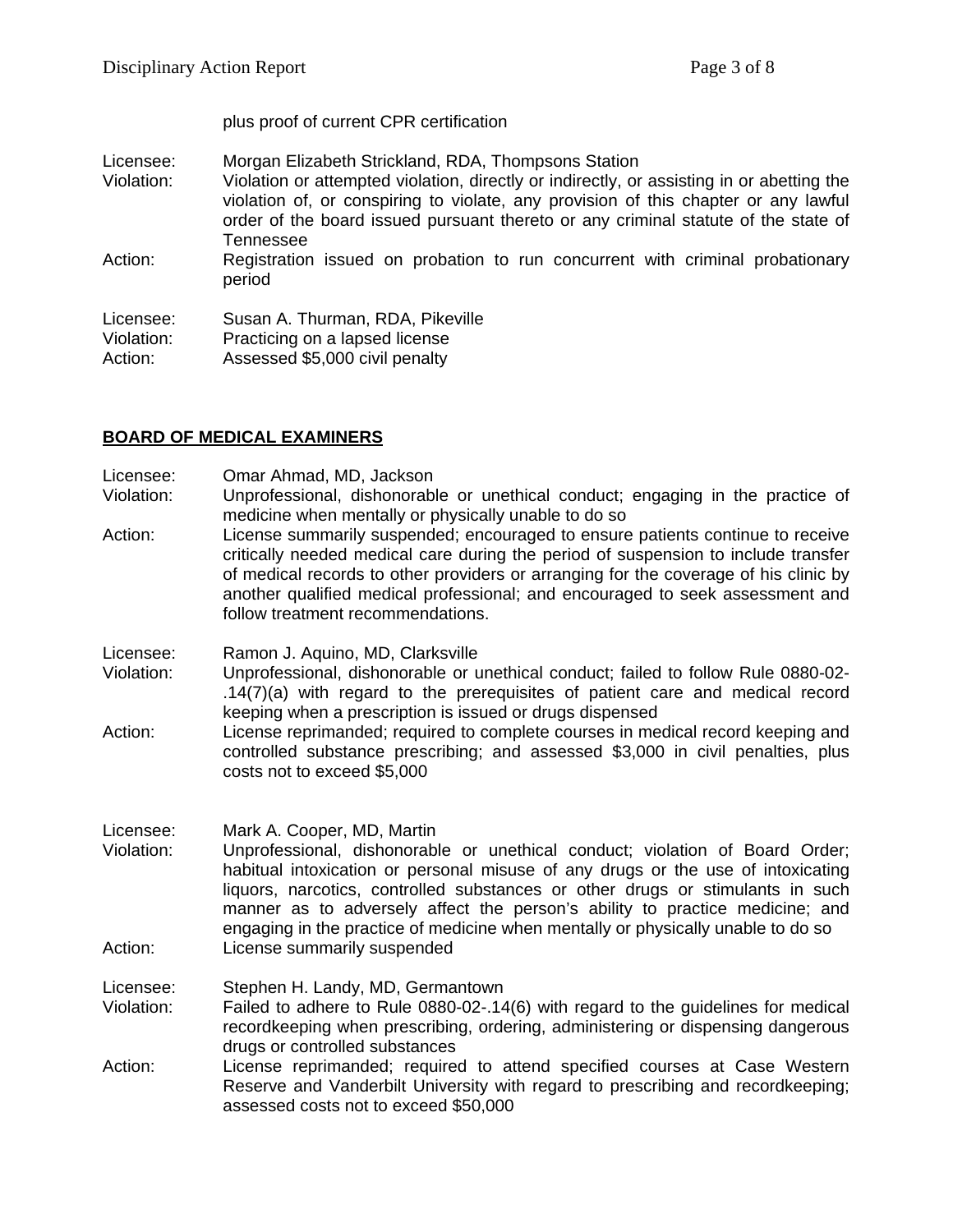plus proof of current CPR certification

Licensee: Morgan Elizabeth Strickland, RDA, Thompsons Station
Violation: Violation or attempted violation, directly or indirectly, or assisting in or abetting the violation of, or conspiring to violate, any provision of this chapter or any lawful order of the board issued pursuant thereto or any criminal statute of the state of Tennessee
Action: Registration issued on probation to run concurrent with criminal probationary period

Licensee: Susan A. Thurman, RDA, Pikeville
Violation: Practicing on a lapsed license
Action: Assessed $5,000 civil penalty

## BOARD OF MEDICAL EXAMINERS

Licensee: Omar Ahmad, MD, Jackson
Violation: Unprofessional, dishonorable or unethical conduct; engaging in the practice of medicine when mentally or physically unable to do so
Action: License summarily suspended; encouraged to ensure patients continue to receive critically needed medical care during the period of suspension to include transfer of medical records to other providers or arranging for the coverage of his clinic by another qualified medical professional; and encouraged to seek assessment and follow treatment recommendations.

Licensee: Ramon J. Aquino, MD, Clarksville
Violation: Unprofessional, dishonorable or unethical conduct; failed to follow Rule 0880-02-.14(7)(a) with regard to the prerequisites of patient care and medical record keeping when a prescription is issued or drugs dispensed
Action: License reprimanded; required to complete courses in medical record keeping and controlled substance prescribing; and assessed $3,000 in civil penalties, plus costs not to exceed $5,000

Licensee: Mark A. Cooper, MD, Martin
Violation: Unprofessional, dishonorable or unethical conduct; violation of Board Order; habitual intoxication or personal misuse of any drugs or the use of intoxicating liquors, narcotics, controlled substances or other drugs or stimulants in such manner as to adversely affect the person's ability to practice medicine; and engaging in the practice of medicine when mentally or physically unable to do so
Action: License summarily suspended

Licensee: Stephen H. Landy, MD, Germantown
Violation: Failed to adhere to Rule 0880-02-.14(6) with regard to the guidelines for medical recordkeeping when prescribing, ordering, administering or dispensing dangerous drugs or controlled substances
Action: License reprimanded; required to attend specified courses at Case Western Reserve and Vanderbilt University with regard to prescribing and recordkeeping; assessed costs not to exceed $50,000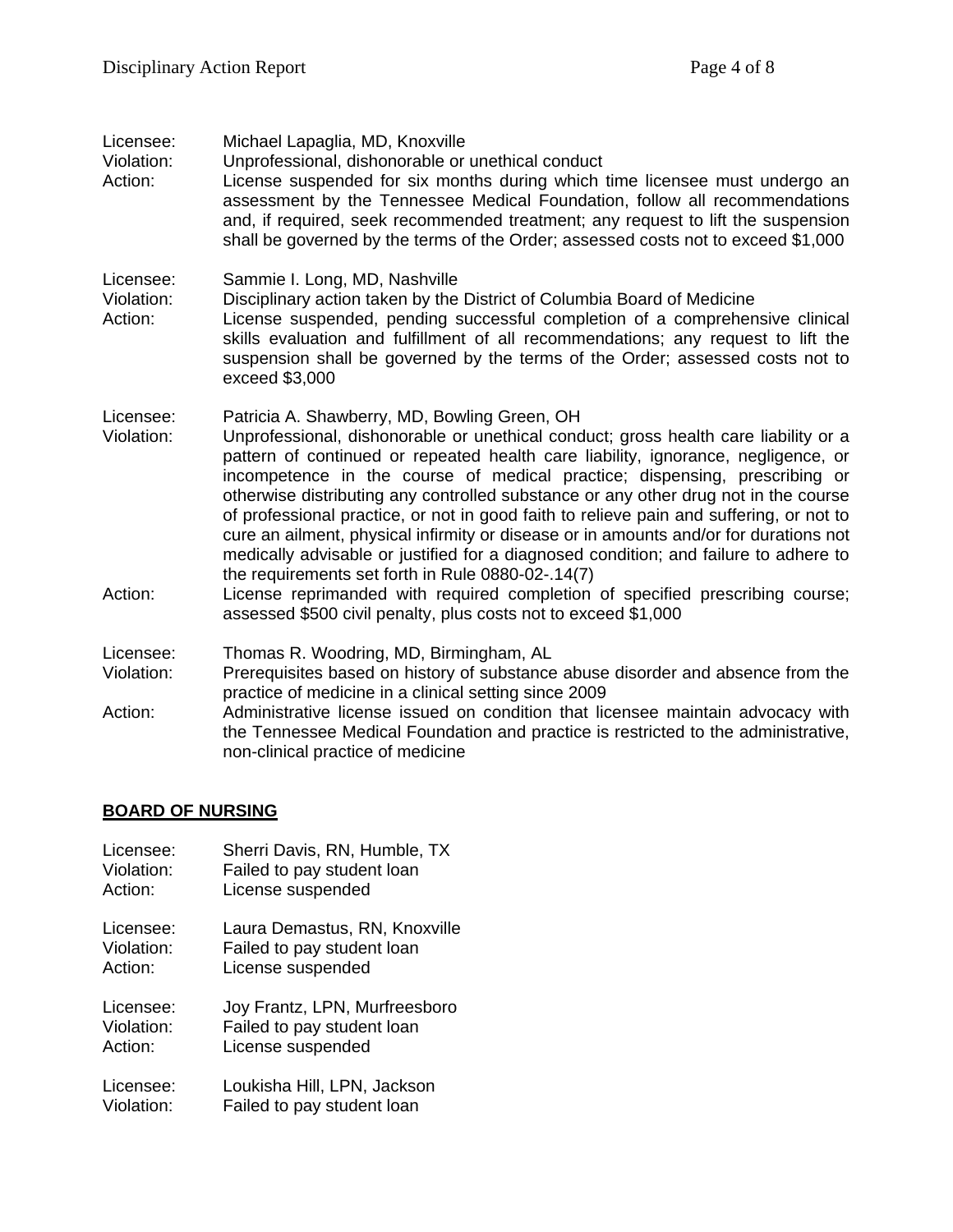Licensee: Michael Lapaglia, MD, Knoxville
Violation: Unprofessional, dishonorable or unethical conduct
Action: License suspended for six months during which time licensee must undergo an assessment by the Tennessee Medical Foundation, follow all recommendations and, if required, seek recommended treatment; any request to lift the suspension shall be governed by the terms of the Order; assessed costs not to exceed $1,000

Licensee: Sammie I. Long, MD, Nashville
Violation: Disciplinary action taken by the District of Columbia Board of Medicine
Action: License suspended, pending successful completion of a comprehensive clinical skills evaluation and fulfillment of all recommendations; any request to lift the suspension shall be governed by the terms of the Order; assessed costs not to exceed $3,000

Licensee: Patricia A. Shawberry, MD, Bowling Green, OH
Violation: Unprofessional, dishonorable or unethical conduct; gross health care liability or a pattern of continued or repeated health care liability, ignorance, negligence, or incompetence in the course of medical practice; dispensing, prescribing or otherwise distributing any controlled substance or any other drug not in the course of professional practice, or not in good faith to relieve pain and suffering, or not to cure an ailment, physical infirmity or disease or in amounts and/or for durations not medically advisable or justified for a diagnosed condition; and failure to adhere to the requirements set forth in Rule 0880-02-.14(7)
Action: License reprimanded with required completion of specified prescribing course; assessed $500 civil penalty, plus costs not to exceed $1,000

Licensee: Thomas R. Woodring, MD, Birmingham, AL
Violation: Prerequisites based on history of substance abuse disorder and absence from the practice of medicine in a clinical setting since 2009
Action: Administrative license issued on condition that licensee maintain advocacy with the Tennessee Medical Foundation and practice is restricted to the administrative, non-clinical practice of medicine

## BOARD OF NURSING

Licensee: Sherri Davis, RN, Humble, TX
Violation: Failed to pay student loan
Action: License suspended

Licensee: Laura Demastus, RN, Knoxville
Violation: Failed to pay student loan
Action: License suspended

Licensee: Joy Frantz, LPN, Murfreesboro
Violation: Failed to pay student loan
Action: License suspended

Licensee: Loukisha Hill, LPN, Jackson
Violation: Failed to pay student loan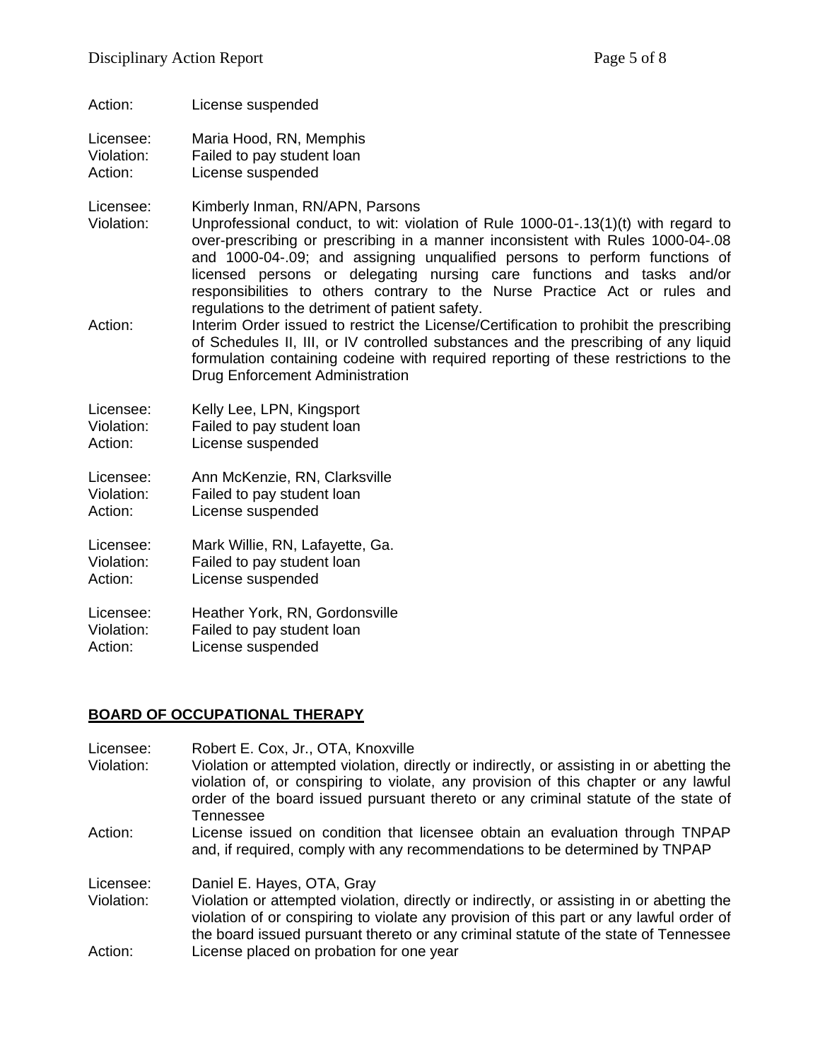Action: License suspended

Licensee: Maria Hood, RN, Memphis
Violation: Failed to pay student loan
Action: License suspended

Licensee: Kimberly Inman, RN/APN, Parsons
Violation: Unprofessional conduct, to wit: violation of Rule 1000-01-.13(1)(t) with regard to over-prescribing or prescribing in a manner inconsistent with Rules 1000-04-.08 and 1000-04-.09; and assigning unqualified persons to perform functions of licensed persons or delegating nursing care functions and tasks and/or responsibilities to others contrary to the Nurse Practice Act or rules and regulations to the detriment of patient safety.
Action: Interim Order issued to restrict the License/Certification to prohibit the prescribing of Schedules II, III, or IV controlled substances and the prescribing of any liquid formulation containing codeine with required reporting of these restrictions to the Drug Enforcement Administration

Licensee: Kelly Lee, LPN, Kingsport
Violation: Failed to pay student loan
Action: License suspended

Licensee: Ann McKenzie, RN, Clarksville
Violation: Failed to pay student loan
Action: License suspended

Licensee: Mark Willie, RN, Lafayette, Ga.
Violation: Failed to pay student loan
Action: License suspended

Licensee: Heather York, RN, Gordonsville
Violation: Failed to pay student loan
Action: License suspended

## BOARD OF OCCUPATIONAL THERAPY

Licensee: Robert E. Cox, Jr., OTA, Knoxville
Violation: Violation or attempted violation, directly or indirectly, or assisting in or abetting the violation of, or conspiring to violate, any provision of this chapter or any lawful order of the board issued pursuant thereto or any criminal statute of the state of Tennessee
Action: License issued on condition that licensee obtain an evaluation through TNPAP and, if required, comply with any recommendations to be determined by TNPAP

Licensee: Daniel E. Hayes, OTA, Gray
Violation: Violation or attempted violation, directly or indirectly, or assisting in or abetting the violation of or conspiring to violate any provision of this part or any lawful order of the board issued pursuant thereto or any criminal statute of the state of Tennessee
Action: License placed on probation for one year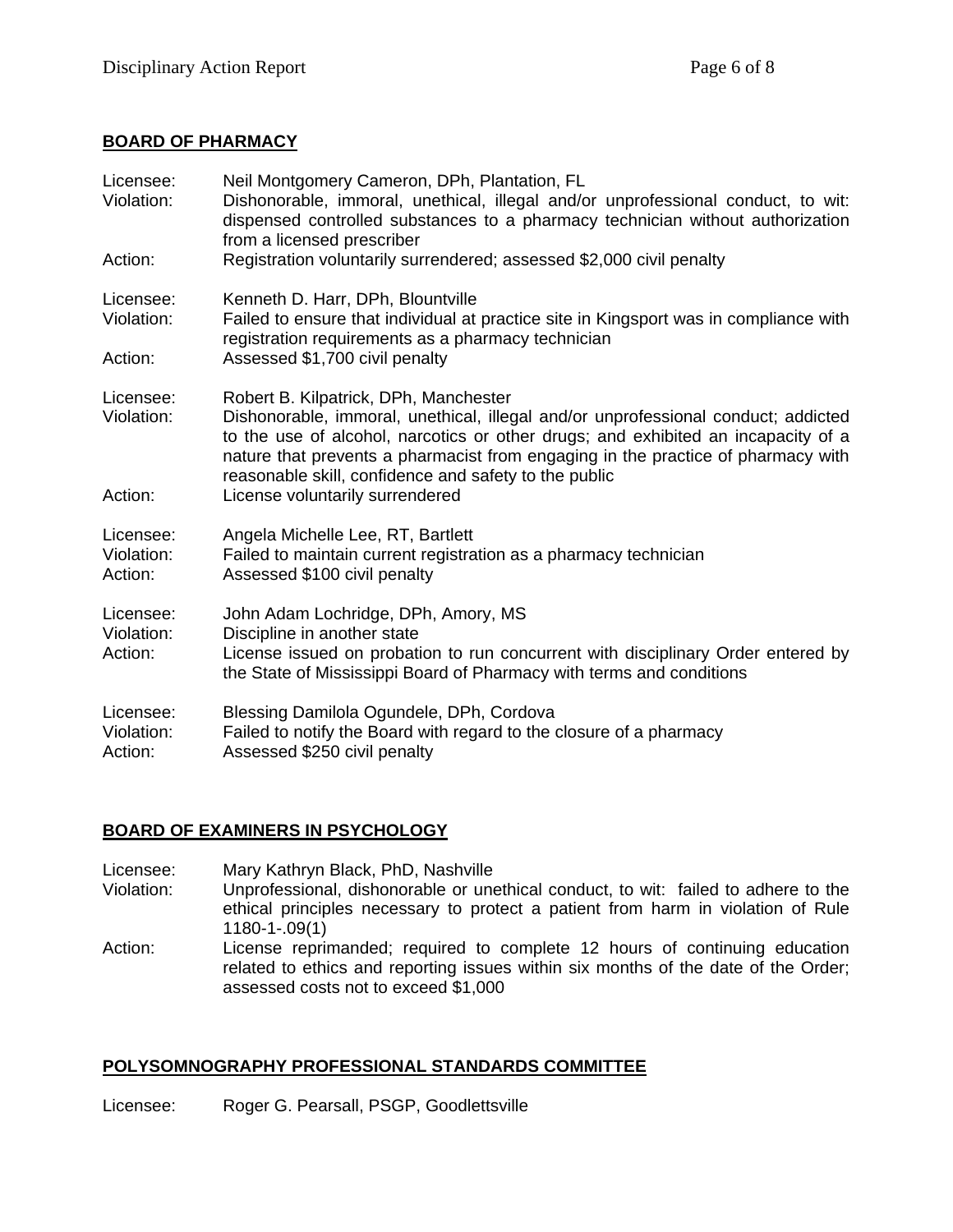## BOARD OF PHARMACY

Licensee: Neil Montgomery Cameron, DPh, Plantation, FL
Violation: Dishonorable, immoral, unethical, illegal and/or unprofessional conduct, to wit: dispensed controlled substances to a pharmacy technician without authorization from a licensed prescriber
Action: Registration voluntarily surrendered; assessed $2,000 civil penalty

Licensee: Kenneth D. Harr, DPh, Blountville
Violation: Failed to ensure that individual at practice site in Kingsport was in compliance with registration requirements as a pharmacy technician
Action: Assessed $1,700 civil penalty

Licensee: Robert B. Kilpatrick, DPh, Manchester
Violation: Dishonorable, immoral, unethical, illegal and/or unprofessional conduct; addicted to the use of alcohol, narcotics or other drugs; and exhibited an incapacity of a nature that prevents a pharmacist from engaging in the practice of pharmacy with reasonable skill, confidence and safety to the public
Action: License voluntarily surrendered

Licensee: Angela Michelle Lee, RT, Bartlett
Violation: Failed to maintain current registration as a pharmacy technician
Action: Assessed $100 civil penalty

Licensee: John Adam Lochridge, DPh, Amory, MS
Violation: Discipline in another state
Action: License issued on probation to run concurrent with disciplinary Order entered by the State of Mississippi Board of Pharmacy with terms and conditions

Licensee: Blessing Damilola Ogundele, DPh, Cordova
Violation: Failed to notify the Board with regard to the closure of a pharmacy
Action: Assessed $250 civil penalty

## BOARD OF EXAMINERS IN PSYCHOLOGY

Licensee: Mary Kathryn Black, PhD, Nashville
Violation: Unprofessional, dishonorable or unethical conduct, to wit: failed to adhere to the ethical principles necessary to protect a patient from harm in violation of Rule 1180-1-.09(1)
Action: License reprimanded; required to complete 12 hours of continuing education related to ethics and reporting issues within six months of the date of the Order; assessed costs not to exceed $1,000

## POLYSOMNOGRAPHY PROFESSIONAL STANDARDS COMMITTEE

Licensee: Roger G. Pearsall, PSGP, Goodlettsville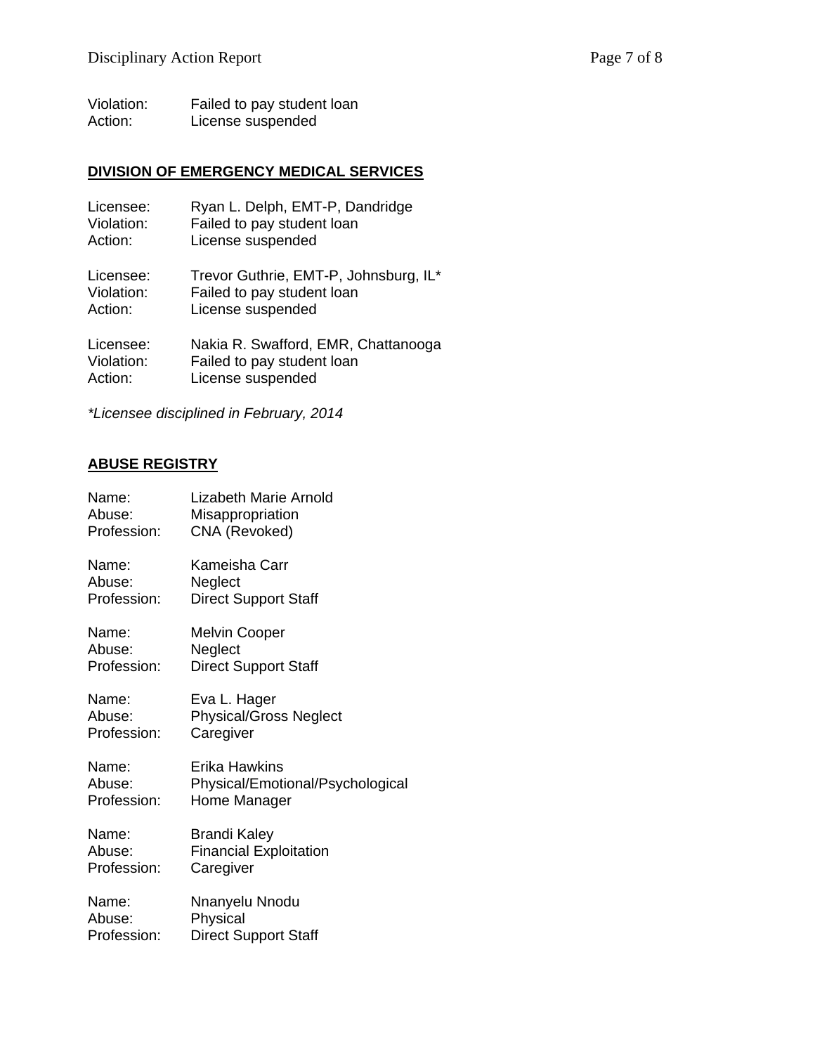Violation: Failed to pay student loan
Action: License suspended

## DIVISION OF EMERGENCY MEDICAL SERVICES

Licensee: Ryan L. Delph, EMT-P, Dandridge
Violation: Failed to pay student loan
Action: License suspended

Licensee: Trevor Guthrie, EMT-P, Johnsburg, IL*
Violation: Failed to pay student loan
Action: License suspended

Licensee: Nakia R. Swafford, EMR, Chattanooga
Violation: Failed to pay student loan
Action: License suspended

*\*Licensee disciplined in February, 2014*

## ABUSE REGISTRY

Name: Lizabeth Marie Arnold
Abuse: Misappropriation
Profession: CNA (Revoked)

Name: Kameisha Carr
Abuse: Neglect
Profession: Direct Support Staff

Name: Melvin Cooper
Abuse: Neglect
Profession: Direct Support Staff

Name: Eva L. Hager
Abuse: Physical/Gross Neglect
Profession: Caregiver

Name: Erika Hawkins
Abuse: Physical/Emotional/Psychological
Profession: Home Manager

Name: Brandi Kaley
Abuse: Financial Exploitation
Profession: Caregiver

Name: Nnanyelu Nnodu
Abuse: Physical
Profession: Direct Support Staff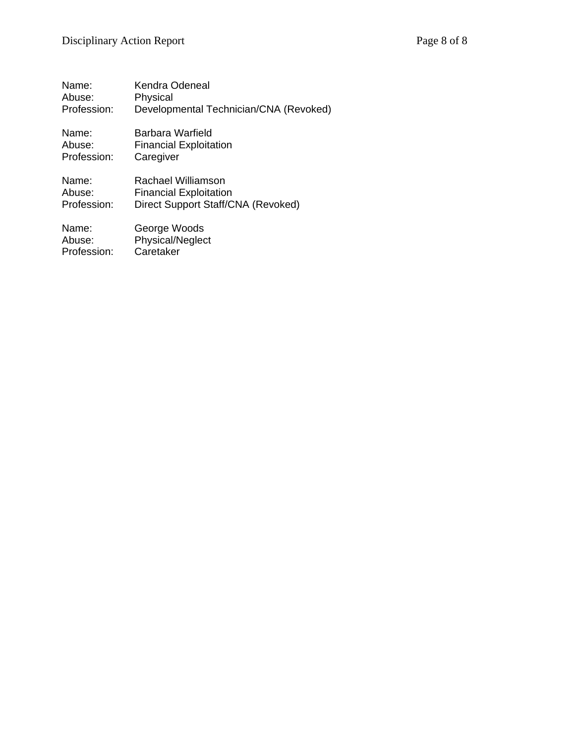Name: Kendra Odeneal
Abuse: Physical
Profession: Developmental Technician/CNA (Revoked)

Name: Barbara Warfield
Abuse: Financial Exploitation
Profession: Caregiver

Name: Rachael Williamson
Abuse: Financial Exploitation
Profession: Direct Support Staff/CNA (Revoked)

Name: George Woods
Abuse: Physical/Neglect
Profession: Caretaker